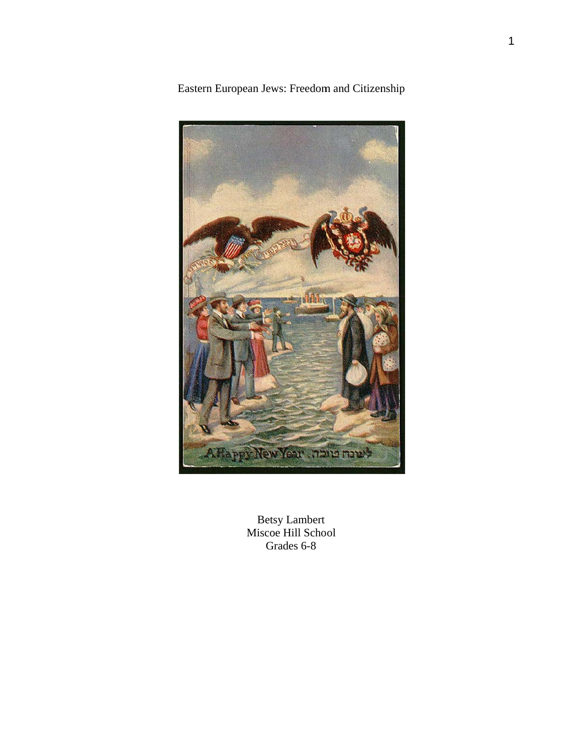# Eastern European Jews: Freedom and Citizenship

Betsy Lambert
Miscoe Hill School
Grades 6-8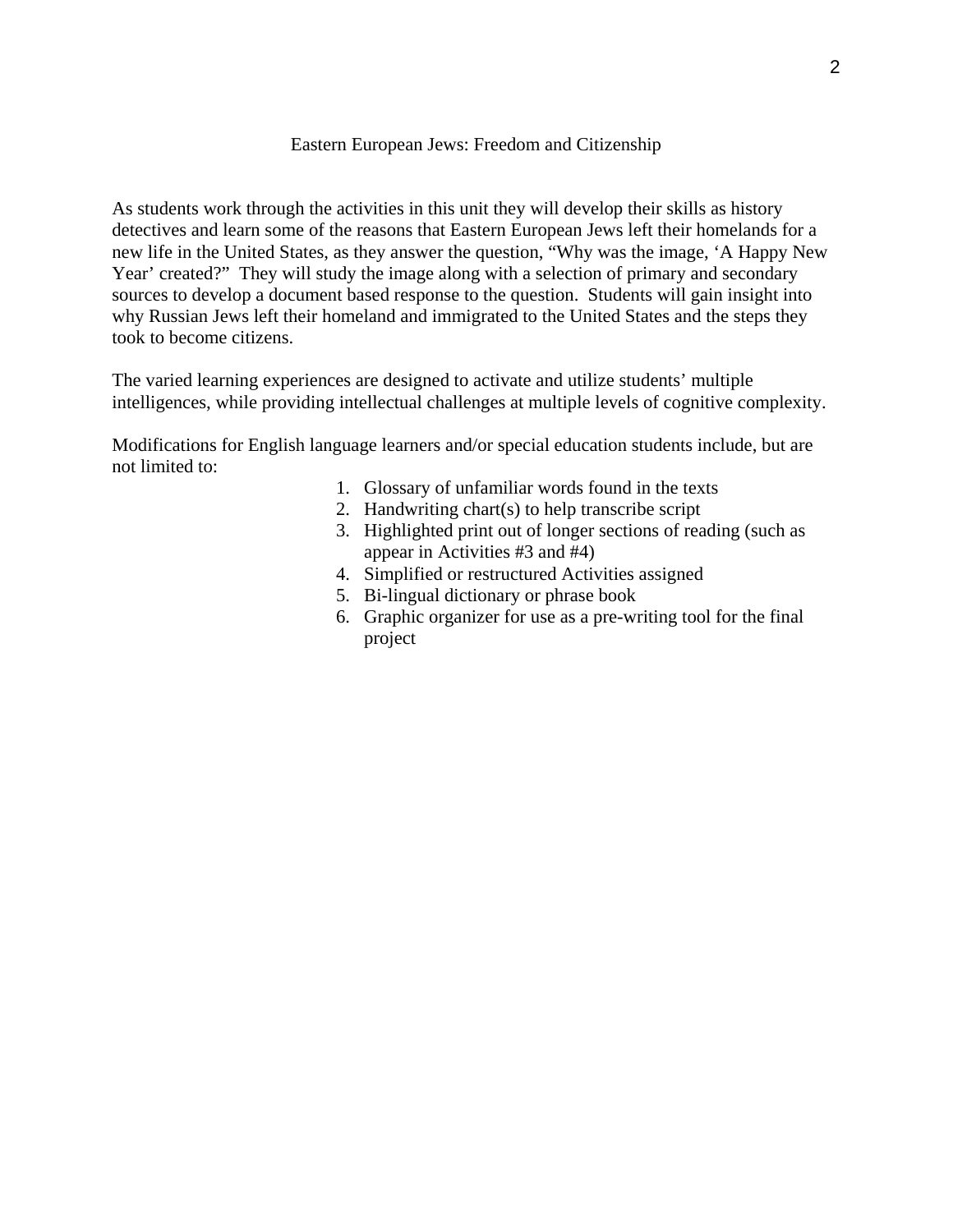## Eastern European Jews: Freedom and Citizenship

As students work through the activities in this unit they will develop their skills as history detectives and learn some of the reasons that Eastern European Jews left their homelands for a new life in the United States, as they answer the question, "Why was the image, 'A Happy New Year' created?" They will study the image along with a selection of primary and secondary sources to develop a document based response to the question. Students will gain insight into why Russian Jews left their homeland and immigrated to the United States and the steps they took to become citizens.

The varied learning experiences are designed to activate and utilize students' multiple intelligences, while providing intellectual challenges at multiple levels of cognitive complexity.

Modifications for English language learners and/or special education students include, but are not limited to:

1. Glossary of unfamiliar words found in the texts
2. Handwriting chart(s) to help transcribe script
3. Highlighted print out of longer sections of reading (such as appear in Activities #3 and #4)
4. Simplified or restructured Activities assigned
5. Bi-lingual dictionary or phrase book
6. Graphic organizer for use as a pre-writing tool for the final project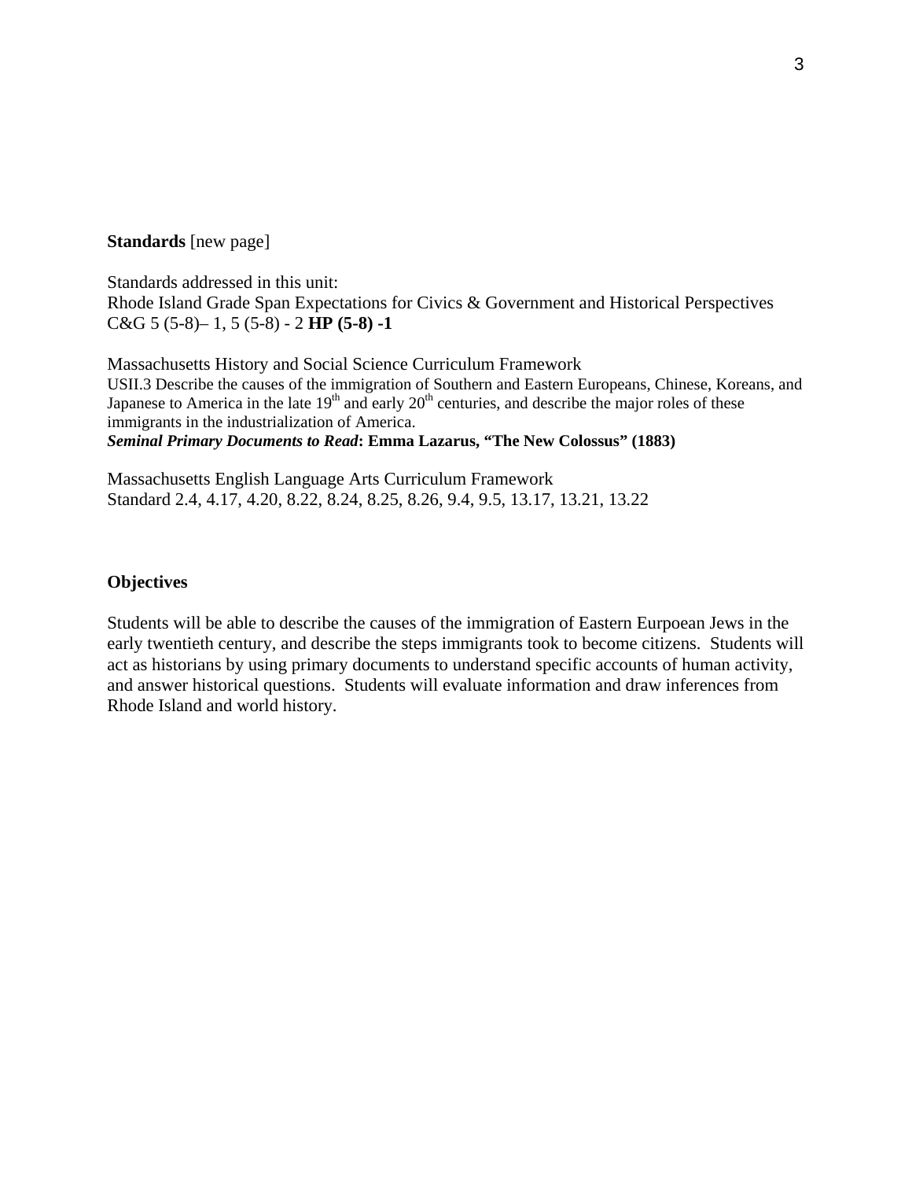**Standards** [new page]

Standards addressed in this unit:
Rhode Island Grade Span Expectations for Civics & Government and Historical Perspectives
C&G 5 (5-8)– 1, 5 (5-8) - 2 **HP (5-8) -1**

Massachusetts History and Social Science Curriculum Framework
USII.3 Describe the causes of the immigration of Southern and Eastern Europeans, Chinese, Koreans, and Japanese to America in the late 19th and early 20th centuries, and describe the major roles of these immigrants in the industrialization of America.
***Seminal Primary Documents to Read*: Emma Lazarus, "The New Colossus" (1883)**

Massachusetts English Language Arts Curriculum Framework
Standard 2.4, 4.17, 4.20, 8.22, 8.24, 8.25, 8.26, 9.4, 9.5, 13.17, 13.21, 13.22

**Objectives**

Students will be able to describe the causes of the immigration of Eastern Eurpoean Jews in the early twentieth century, and describe the steps immigrants took to become citizens. Students will act as historians by using primary documents to understand specific accounts of human activity, and answer historical questions. Students will evaluate information and draw inferences from Rhode Island and world history.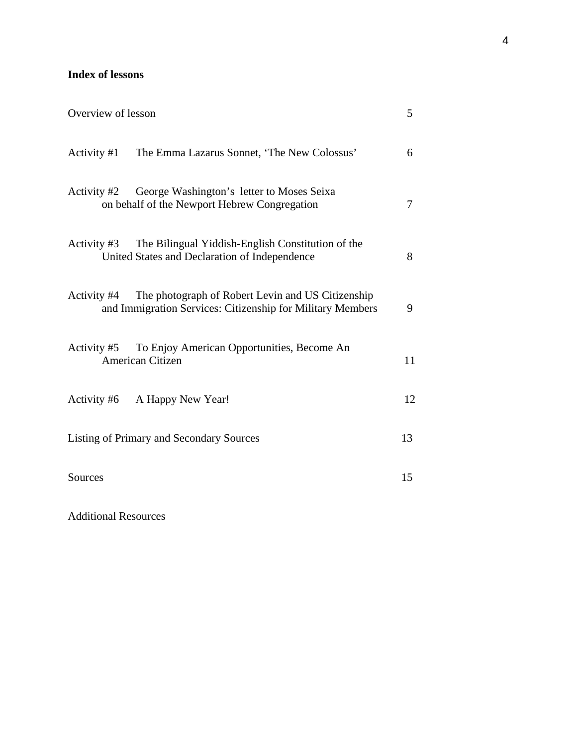**Index of lessons**

| | |
|---|---|
| Overview of lesson | 5 |
| Activity #1 The Emma Lazarus Sonnet, 'The New Colossus' | 6 |
| Activity #2 George Washington's letter to Moses Seixa on behalf of the Newport Hebrew Congregation | 7 |
| Activity #3 The Bilingual Yiddish-English Constitution of the United States and Declaration of Independence | 8 |
| Activity #4 The photograph of Robert Levin and US Citizenship and Immigration Services: Citizenship for Military Members | 9 |
| Activity #5 To Enjoy American Opportunities, Become An American Citizen | 11 |
| Activity #6 A Happy New Year! | 12 |
| Listing of Primary and Secondary Sources | 13 |
| Sources | 15 |
| Additional Resources | |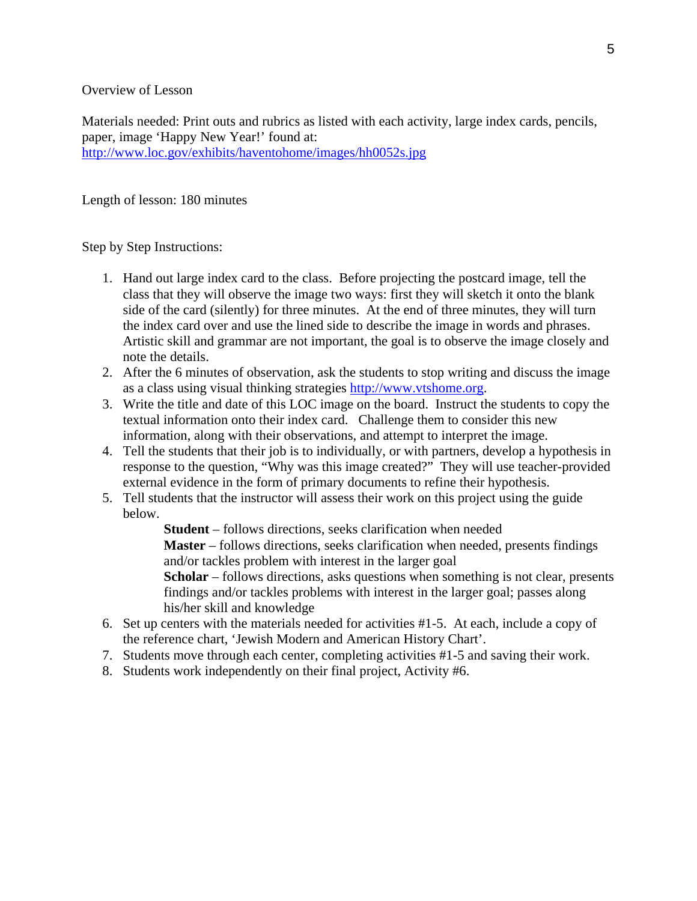Overview of Lesson

Materials needed: Print outs and rubrics as listed with each activity, large index cards, pencils, paper, image 'Happy New Year!' found at: [http://www.loc.gov/exhibits/haventohome/images/hh0052s.jpg](http://www.loc.gov/exhibits/haventohome/images/hh0052s.jpg)

Length of lesson: 180 minutes

Step by Step Instructions:

1. Hand out large index card to the class. Before projecting the postcard image, tell the class that they will observe the image two ways: first they will sketch it onto the blank side of the card (silently) for three minutes. At the end of three minutes, they will turn the index card over and use the lined side to describe the image in words and phrases. Artistic skill and grammar are not important, the goal is to observe the image closely and note the details.
2. After the 6 minutes of observation, ask the students to stop writing and discuss the image as a class using visual thinking strategies [http://www.vtshome.org](http://www.vtshome.org).
3. Write the title and date of this LOC image on the board. Instruct the students to copy the textual information onto their index card. Challenge them to consider this new information, along with their observations, and attempt to interpret the image.
4. Tell the students that their job is to individually, or with partners, develop a hypothesis in response to the question, "Why was this image created?" They will use teacher-provided external evidence in the form of primary documents to refine their hypothesis.
5. Tell students that the instructor will assess their work on this project using the guide below.

   **Student** – follows directions, seeks clarification when needed

   **Master** – follows directions, seeks clarification when needed, presents findings and/or tackles problem with interest in the larger goal

   **Scholar** – follows directions, asks questions when something is not clear, presents findings and/or tackles problems with interest in the larger goal; passes along his/her skill and knowledge
6. Set up centers with the materials needed for activities #1-5. At each, include a copy of the reference chart, 'Jewish Modern and American History Chart'.
7. Students move through each center, completing activities #1-5 and saving their work.
8. Students work independently on their final project, Activity #6.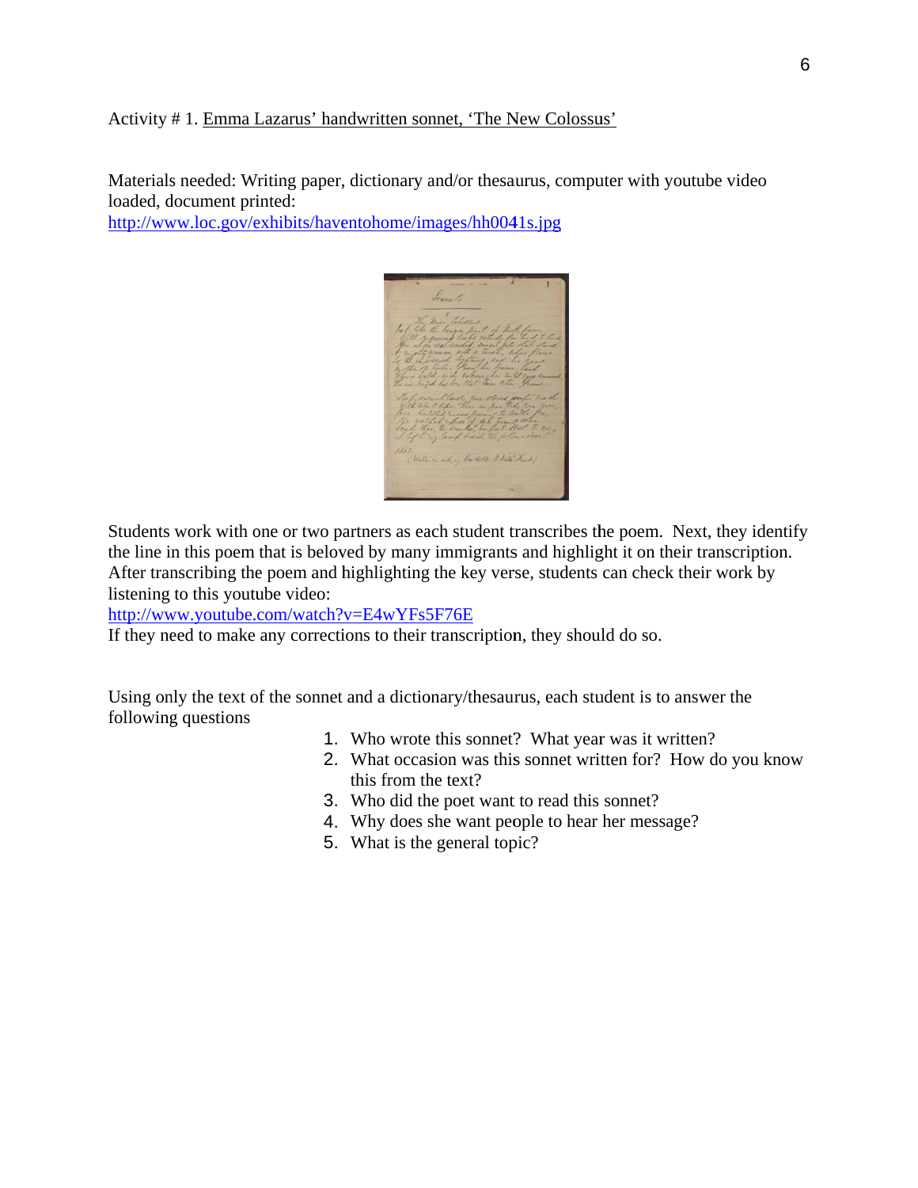Activity # 1. Emma Lazarus' handwritten sonnet, 'The New Colossus'

Materials needed: Writing paper, dictionary and/or thesaurus, computer with youtube video loaded, document printed:
http://www.loc.gov/exhibits/haventohome/images/hh0041s.jpg

Students work with one or two partners as each student transcribes the poem. Next, they identify the line in this poem that is beloved by many immigrants and highlight it on their transcription. After transcribing the poem and highlighting the key verse, students can check their work by listening to this youtube video:
http://www.youtube.com/watch?v=E4wYFs5F76E
If they need to make any corrections to their transcription, they should do so.

Using only the text of the sonnet and a dictionary/thesaurus, each student is to answer the following questions

1. Who wrote this sonnet? What year was it written?
2. What occasion was this sonnet written for? How do you know this from the text?
3. Who did the poet want to read this sonnet?
4. Why does she want people to hear her message?
5. What is the general topic?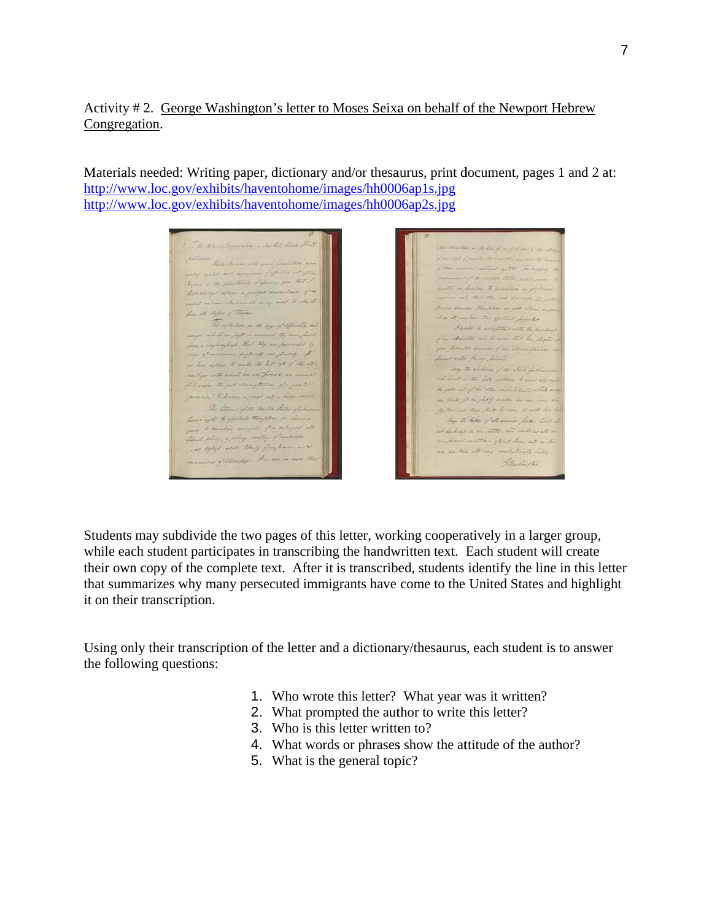Activity # 2. <u>George Washington's letter to Moses Seixa on behalf of the Newport Hebrew Congregation</u>.

Materials needed: Writing paper, dictionary and/or thesaurus, print document, pages 1 and 2 at:
http://www.loc.gov/exhibits/haventohome/images/hh0006ap1s.jpg
http://www.loc.gov/exhibits/haventohome/images/hh0006ap2s.jpg

Students may subdivide the two pages of this letter, working cooperatively in a larger group, while each student participates in transcribing the handwritten text. Each student will create their own copy of the complete text. After it is transcribed, students identify the line in this letter that summarizes why many persecuted immigrants have come to the United States and highlight it on their transcription.

Using only their transcription of the letter and a dictionary/thesaurus, each student is to answer the following questions:

1. Who wrote this letter? What year was it written?
2. What prompted the author to write this letter?
3. Who is this letter written to?
4. What words or phrases show the attitude of the author?
5. What is the general topic?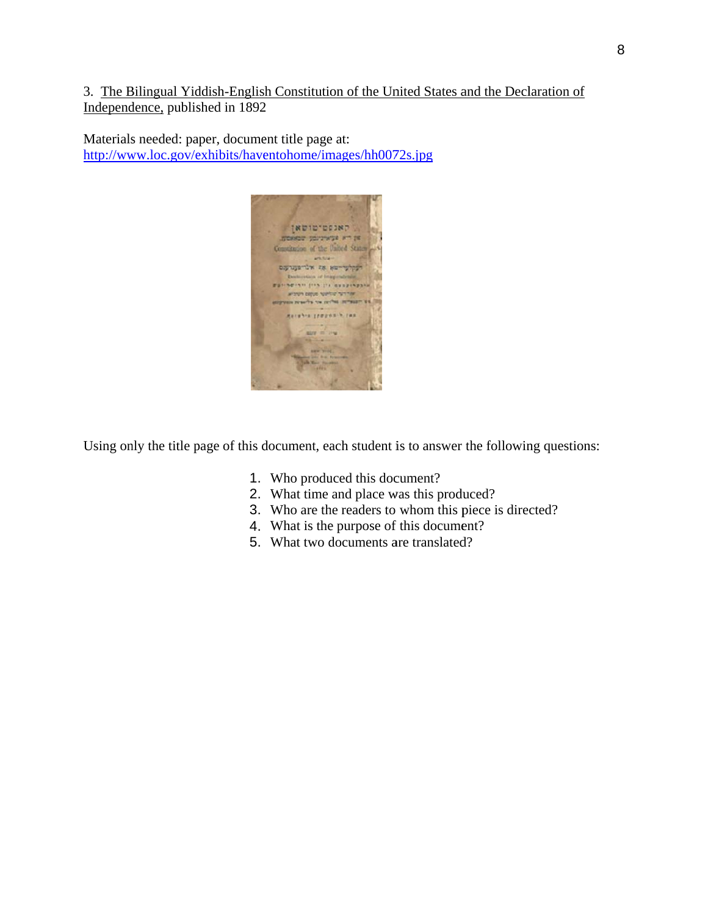3. <u>The Bilingual Yiddish-English Constitution of the United States and the Declaration of Independence,</u> published in 1892

Materials needed: paper, document title page at: [http://www.loc.gov/exhibits/haventohome/images/hh0072s.jpg](http://www.loc.gov/exhibits/haventohome/images/hh0072s.jpg)

Using only the title page of this document, each student is to answer the following questions:

1. Who produced this document?
2. What time and place was this produced?
3. Who are the readers to whom this piece is directed?
4. What is the purpose of this document?
5. What two documents are translated?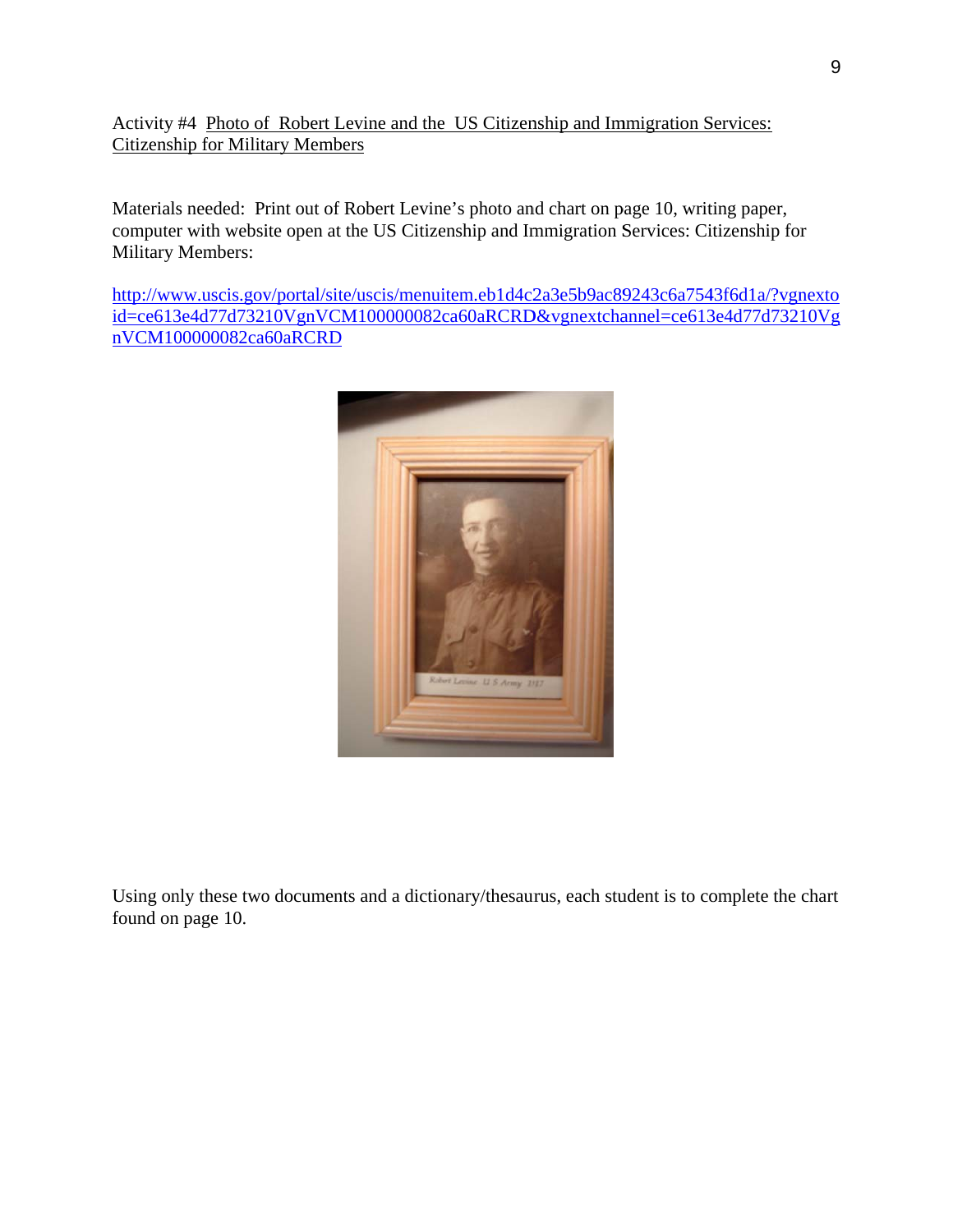Activity #4 Photo of Robert Levine and the US Citizenship and Immigration Services: Citizenship for Military Members

Materials needed: Print out of Robert Levine's photo and chart on page 10, writing paper, computer with website open at the US Citizenship and Immigration Services: Citizenship for Military Members:

http://www.uscis.gov/portal/site/uscis/menuitem.eb1d4c2a3e5b9ac89243c6a7543f6d1a/?vgnextoid=ce613e4d77d73210VgnVCM100000082ca60aRCRD&vgnextchannel=ce613e4d77d73210VgnVCM100000082ca60aRCRD

Using only these two documents and a dictionary/thesaurus, each student is to complete the chart found on page 10.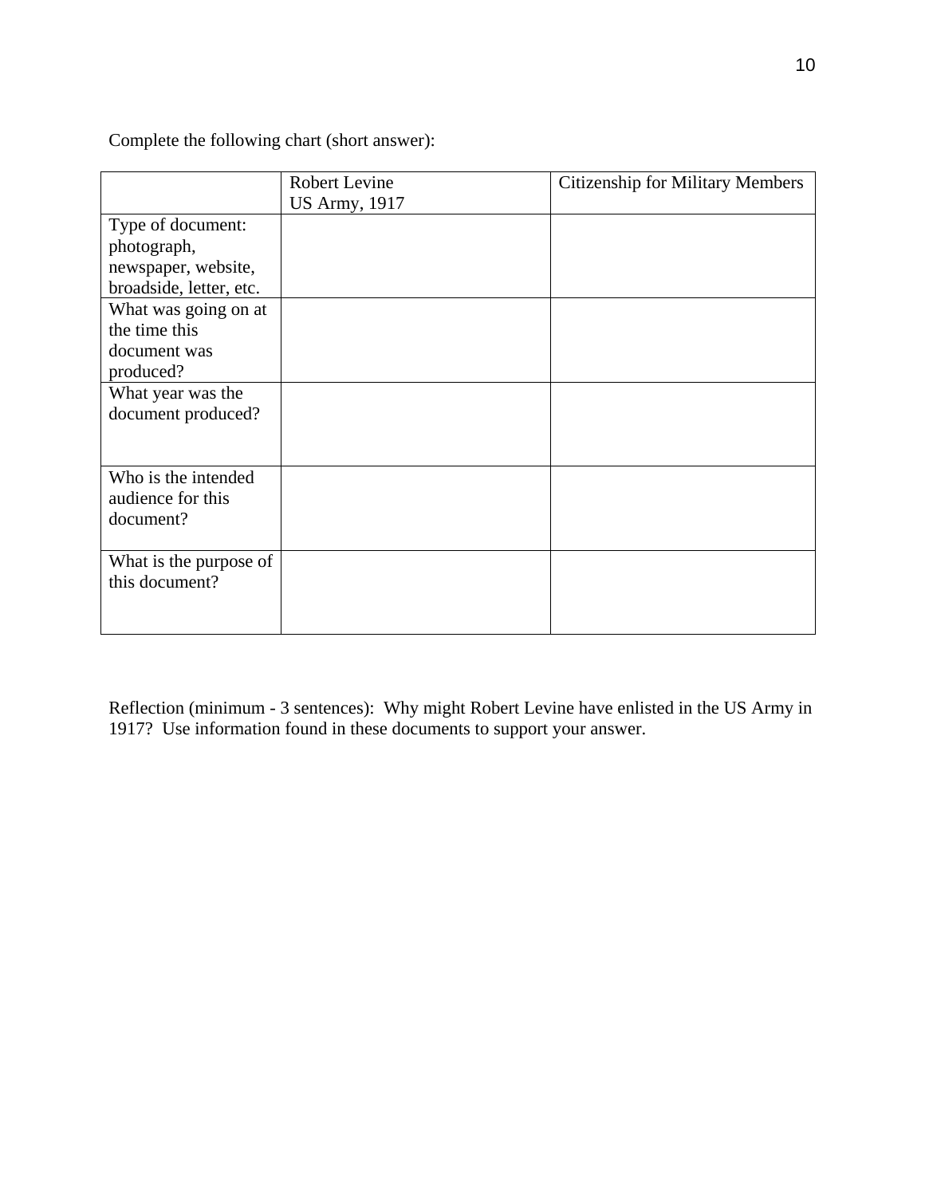Complete the following chart (short answer):

| | Robert Levine<br>US Army, 1917 | Citizenship for Military Members |
|---|---|---|
| Type of document: photograph, newspaper, website, broadside, letter, etc. | | |
| What was going on at the time this document was produced? | | |
| What year was the document produced? | | |
| Who is the intended audience for this document? | | |
| What is the purpose of this document? | | |

Reflection (minimum - 3 sentences): Why might Robert Levine have enlisted in the US Army in 1917? Use information found in these documents to support your answer.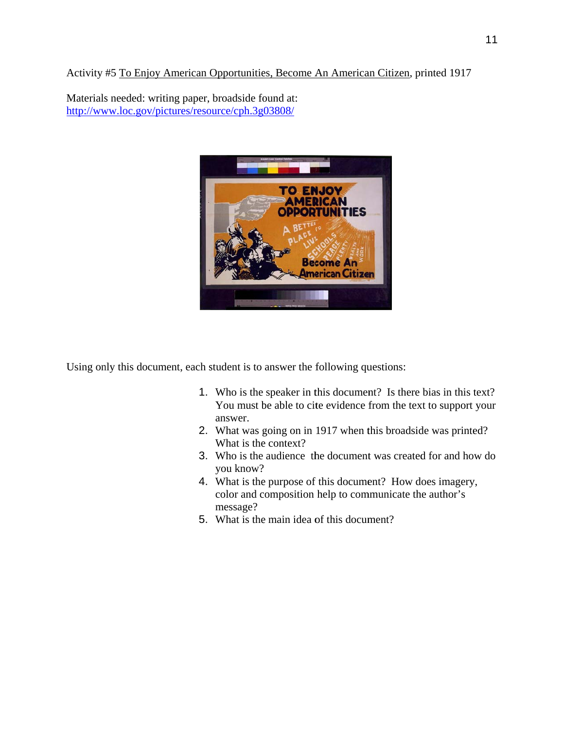Activity #5 To Enjoy American Opportunities, Become An American Citizen, printed 1917

Materials needed: writing paper, broadside found at:
http://www.loc.gov/pictures/resource/cph.3g03808/

Using only this document, each student is to answer the following questions:

1. Who is the speaker in this document? Is there bias in this text? You must be able to cite evidence from the text to support your answer.
2. What was going on in 1917 when this broadside was printed? What is the context?
3. Who is the audience the document was created for and how do you know?
4. What is the purpose of this document? How does imagery, color and composition help to communicate the author's message?
5. What is the main idea of this document?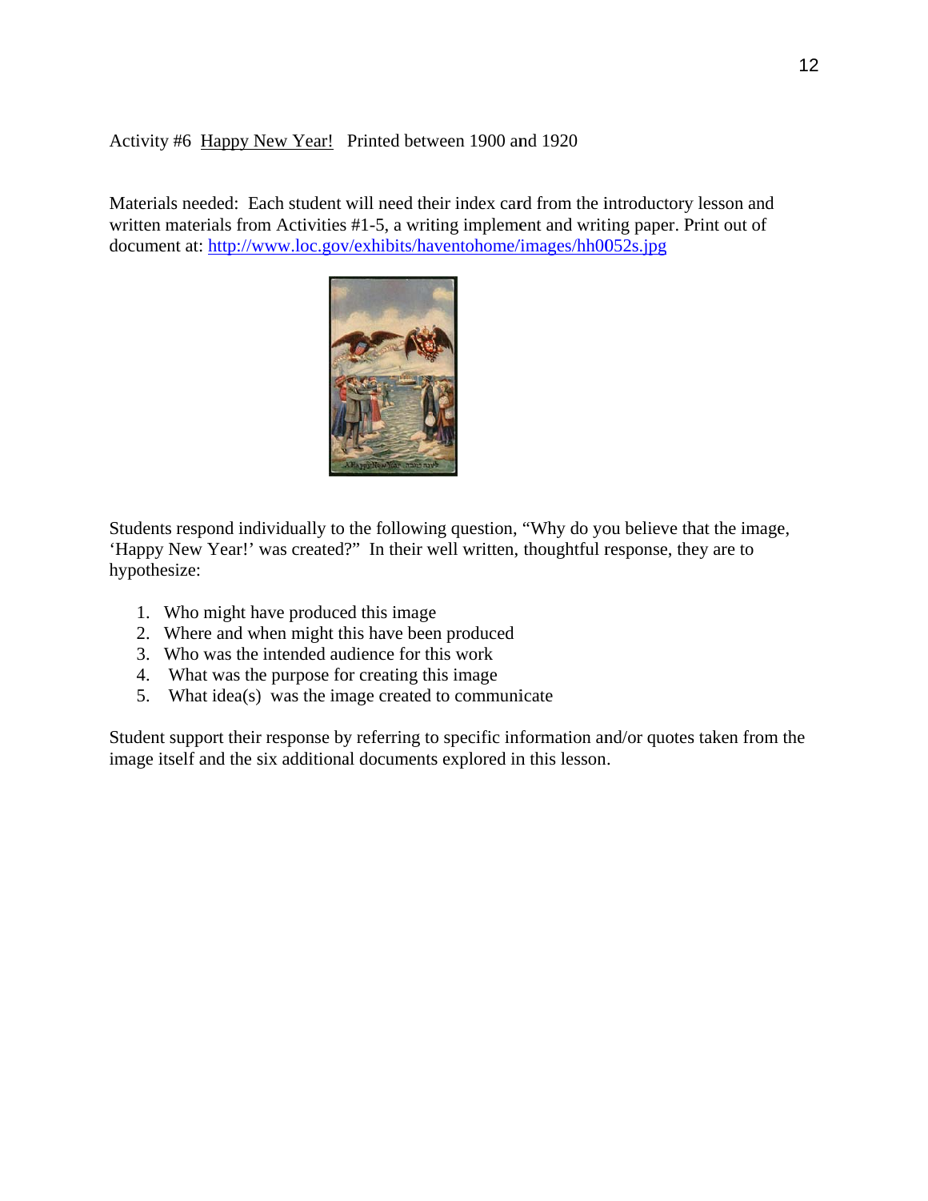Activity #6 Happy New Year! Printed between 1900 and 1920

Materials needed: Each student will need their index card from the introductory lesson and written materials from Activities #1-5, a writing implement and writing paper. Print out of document at: [http://www.loc.gov/exhibits/haventohome/images/hh0052s.jpg](http://www.loc.gov/exhibits/haventohome/images/hh0052s.jpg)

Students respond individually to the following question, "Why do you believe that the image, 'Happy New Year!' was created?" In their well written, thoughtful response, they are to hypothesize:

1. Who might have produced this image
2. Where and when might this have been produced
3. Who was the intended audience for this work
4. What was the purpose for creating this image
5. What idea(s) was the image created to communicate

Student support their response by referring to specific information and/or quotes taken from the image itself and the six additional documents explored in this lesson.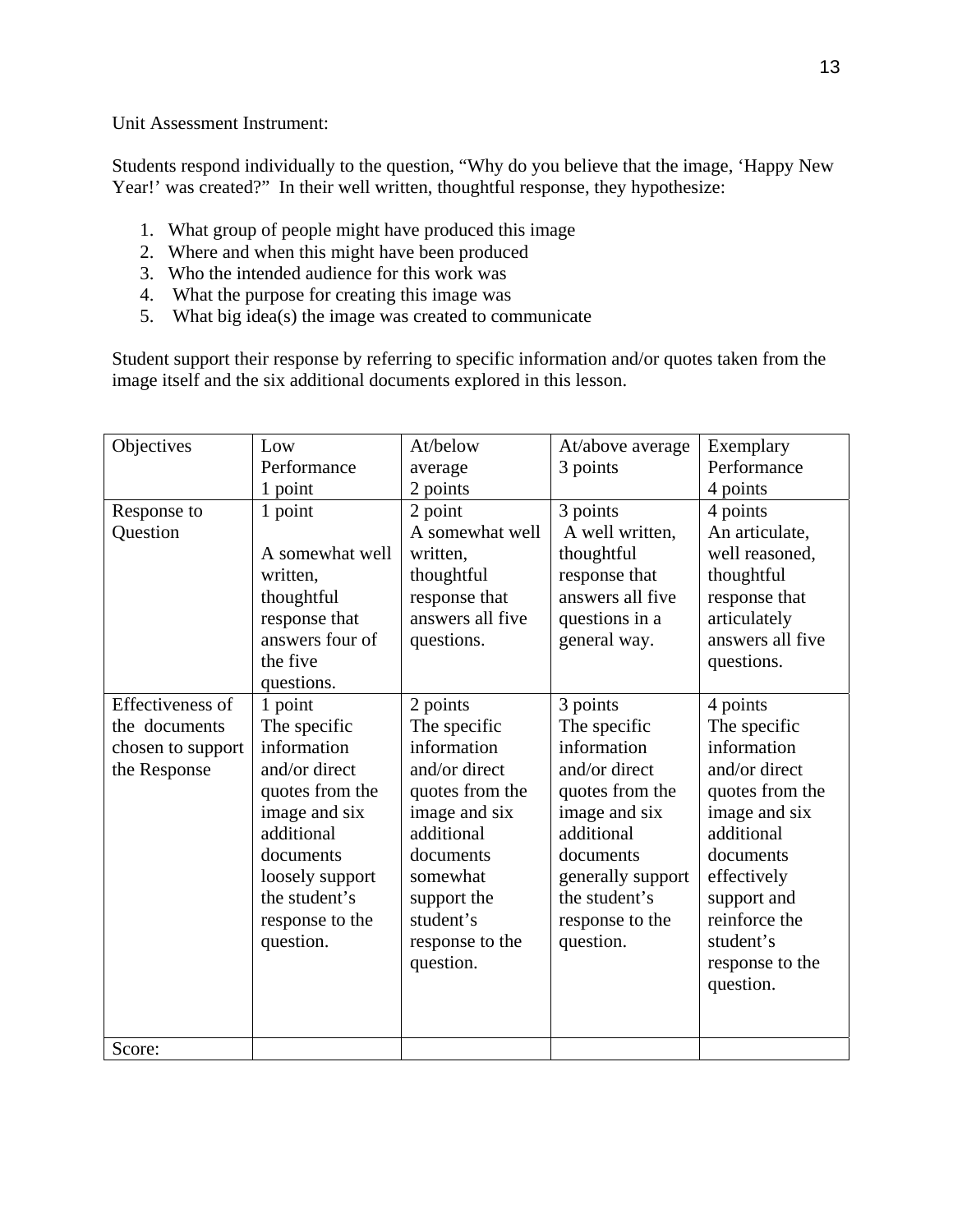Unit Assessment Instrument:

Students respond individually to the question, "Why do you believe that the image, 'Happy New Year!' was created?" In their well written, thoughtful response, they hypothesize:

1. What group of people might have produced this image
2. Where and when this might have been produced
3. Who the intended audience for this work was
4. What the purpose for creating this image was
5. What big idea(s) the image was created to communicate

Student support their response by referring to specific information and/or quotes taken from the image itself and the six additional documents explored in this lesson.

| Objectives | Low Performance 1 point | At/below average 2 points | At/above average 3 points | Exemplary Performance 4 points |
|---|---|---|---|---|
| Response to Question | 1 point<br><br>A somewhat well written, thoughtful response that answers four of the five questions. | 2 point<br>A somewhat well written, thoughtful response that answers all five questions. | 3 points<br>A well written, thoughtful response that answers all five questions in a general way. | 4 points<br>An articulate, well reasoned, thoughtful response that articulately answers all five questions. |
| Effectiveness of the documents chosen to support the Response | 1 point<br>The specific information and/or direct quotes from the image and six additional documents loosely support the student's response to the question. | 2 points<br>The specific information and/or direct quotes from the image and six additional documents somewhat support the student's response to the question. | 3 points<br>The specific information and/or direct quotes from the image and six additional documents generally support the student's response to the question. | 4 points<br>The specific information and/or direct quotes from the image and six additional documents effectively support and reinforce the student's response to the question. |
| Score: | | | | |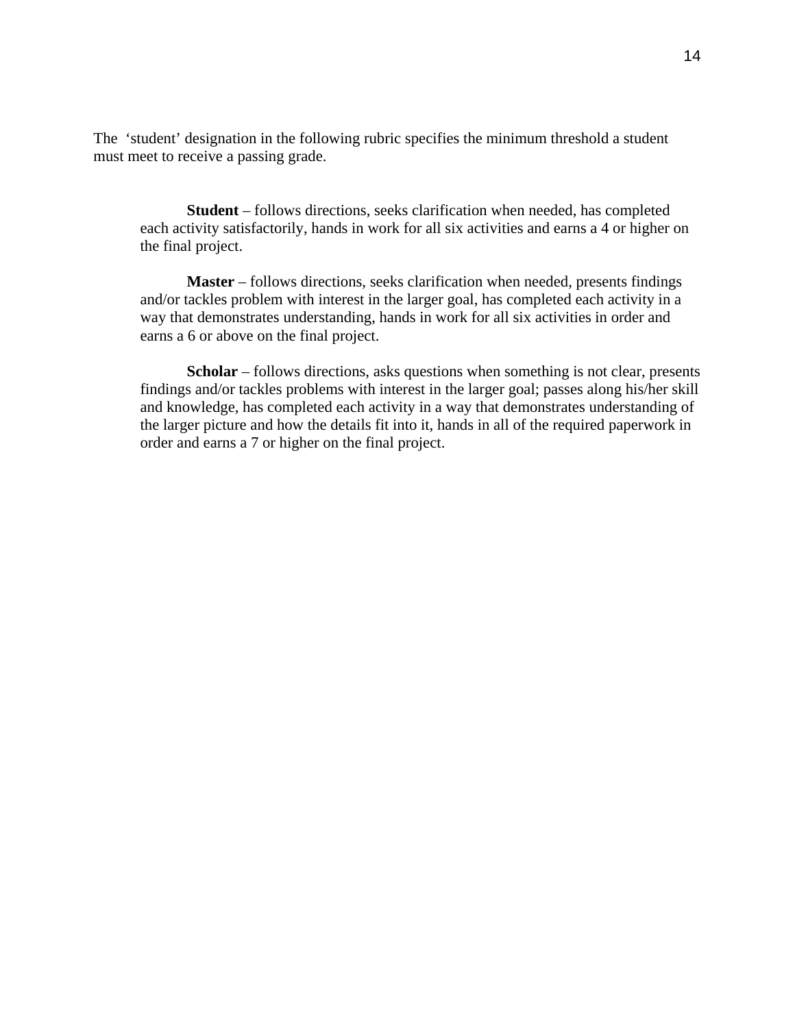The 'student' designation in the following rubric specifies the minimum threshold a student must meet to receive a passing grade.

**Student** – follows directions, seeks clarification when needed, has completed each activity satisfactorily, hands in work for all six activities and earns a 4 or higher on the final project.

**Master** – follows directions, seeks clarification when needed, presents findings and/or tackles problem with interest in the larger goal, has completed each activity in a way that demonstrates understanding, hands in work for all six activities in order and earns a 6 or above on the final project.

**Scholar** – follows directions, asks questions when something is not clear, presents findings and/or tackles problems with interest in the larger goal; passes along his/her skill and knowledge, has completed each activity in a way that demonstrates understanding of the larger picture and how the details fit into it, hands in all of the required paperwork in order and earns a 7 or higher on the final project.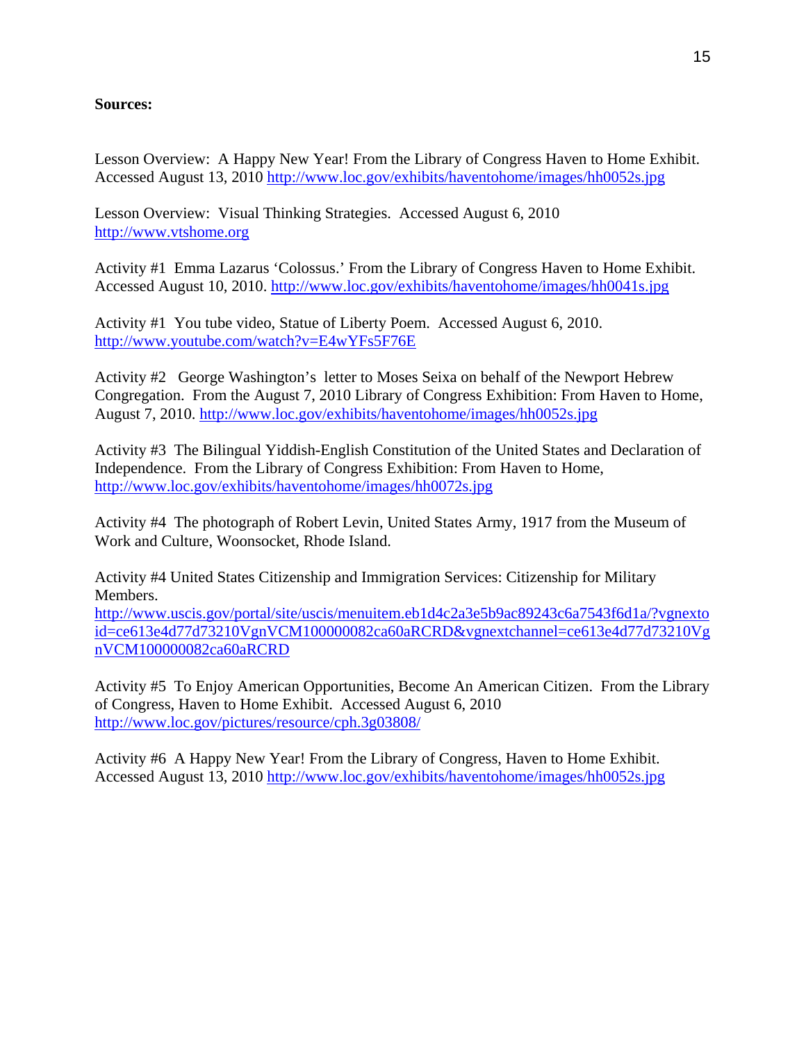**Sources:**

Lesson Overview: A Happy New Year! From the Library of Congress Haven to Home Exhibit. Accessed August 13, 2010 http://www.loc.gov/exhibits/haventohome/images/hh0052s.jpg

Lesson Overview: Visual Thinking Strategies. Accessed August 6, 2010 http://www.vtshome.org

Activity #1 Emma Lazarus 'Colossus.' From the Library of Congress Haven to Home Exhibit. Accessed August 10, 2010. http://www.loc.gov/exhibits/haventohome/images/hh0041s.jpg

Activity #1 You tube video, Statue of Liberty Poem. Accessed August 6, 2010. http://www.youtube.com/watch?v=E4wYFs5F76E

Activity #2 George Washington's letter to Moses Seixa on behalf of the Newport Hebrew Congregation. From the August 7, 2010 Library of Congress Exhibition: From Haven to Home, August 7, 2010. http://www.loc.gov/exhibits/haventohome/images/hh0052s.jpg

Activity #3 The Bilingual Yiddish-English Constitution of the United States and Declaration of Independence. From the Library of Congress Exhibition: From Haven to Home, http://www.loc.gov/exhibits/haventohome/images/hh0072s.jpg

Activity #4 The photograph of Robert Levin, United States Army, 1917 from the Museum of Work and Culture, Woonsocket, Rhode Island.

Activity #4 United States Citizenship and Immigration Services: Citizenship for Military Members.
http://www.uscis.gov/portal/site/uscis/menuitem.eb1d4c2a3e5b9ac89243c6a7543f6d1a/?vgnextoid=ce613e4d77d73210VgnVCM100000082ca60aRCRD&vgnextchannel=ce613e4d77d73210VgnVCM100000082ca60aRCRD

Activity #5 To Enjoy American Opportunities, Become An American Citizen. From the Library of Congress, Haven to Home Exhibit. Accessed August 6, 2010 http://www.loc.gov/pictures/resource/cph.3g03808/

Activity #6 A Happy New Year! From the Library of Congress, Haven to Home Exhibit. Accessed August 13, 2010 http://www.loc.gov/exhibits/haventohome/images/hh0052s.jpg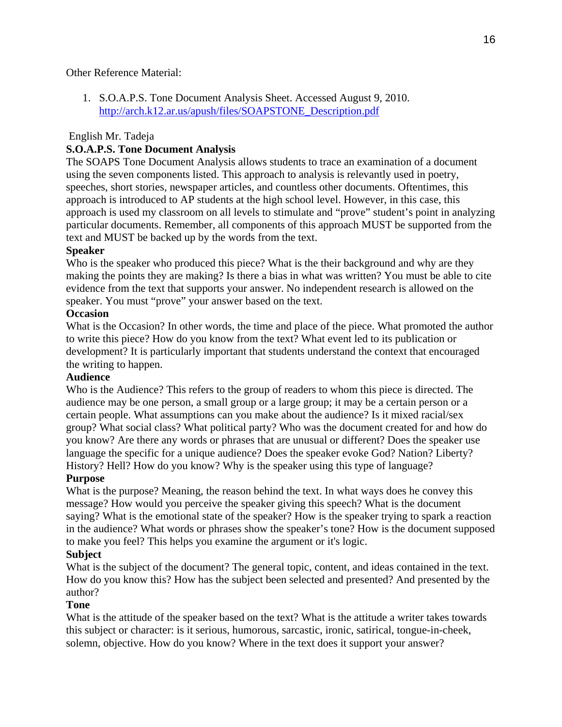Other Reference Material:

1. S.O.A.P.S. Tone Document Analysis Sheet. Accessed August 9, 2010. [http://arch.k12.ar.us/apush/files/SOAPSTONE_Description.pdf](http://arch.k12.ar.us/apush/files/SOAPSTONE_Description.pdf)

English Mr. Tadeja

**S.O.A.P.S. Tone Document Analysis**

The SOAPS Tone Document Analysis allows students to trace an examination of a document using the seven components listed. This approach to analysis is relevantly used in poetry, speeches, short stories, newspaper articles, and countless other documents. Oftentimes, this approach is introduced to AP students at the high school level. However, in this case, this approach is used my classroom on all levels to stimulate and "prove" student's point in analyzing particular documents. Remember, all components of this approach MUST be supported from the text and MUST be backed up by the words from the text.

**Speaker**

Who is the speaker who produced this piece? What is the their background and why are they making the points they are making? Is there a bias in what was written? You must be able to cite evidence from the text that supports your answer. No independent research is allowed on the speaker. You must "prove" your answer based on the text.

**Occasion**

What is the Occasion? In other words, the time and place of the piece. What promoted the author to write this piece? How do you know from the text? What event led to its publication or development? It is particularly important that students understand the context that encouraged the writing to happen.

**Audience**

Who is the Audience? This refers to the group of readers to whom this piece is directed. The audience may be one person, a small group or a large group; it may be a certain person or a certain people. What assumptions can you make about the audience? Is it mixed racial/sex group? What social class? What political party? Who was the document created for and how do you know? Are there any words or phrases that are unusual or different? Does the speaker use language the specific for a unique audience? Does the speaker evoke God? Nation? Liberty? History? Hell? How do you know? Why is the speaker using this type of language?

**Purpose**

What is the purpose? Meaning, the reason behind the text. In what ways does he convey this message? How would you perceive the speaker giving this speech? What is the document saying? What is the emotional state of the speaker? How is the speaker trying to spark a reaction in the audience? What words or phrases show the speaker's tone? How is the document supposed to make you feel? This helps you examine the argument or it's logic.

**Subject**

What is the subject of the document? The general topic, content, and ideas contained in the text. How do you know this? How has the subject been selected and presented? And presented by the author?

**Tone**

What is the attitude of the speaker based on the text? What is the attitude a writer takes towards this subject or character: is it serious, humorous, sarcastic, ironic, satirical, tongue-in-cheek, solemn, objective. How do you know? Where in the text does it support your answer?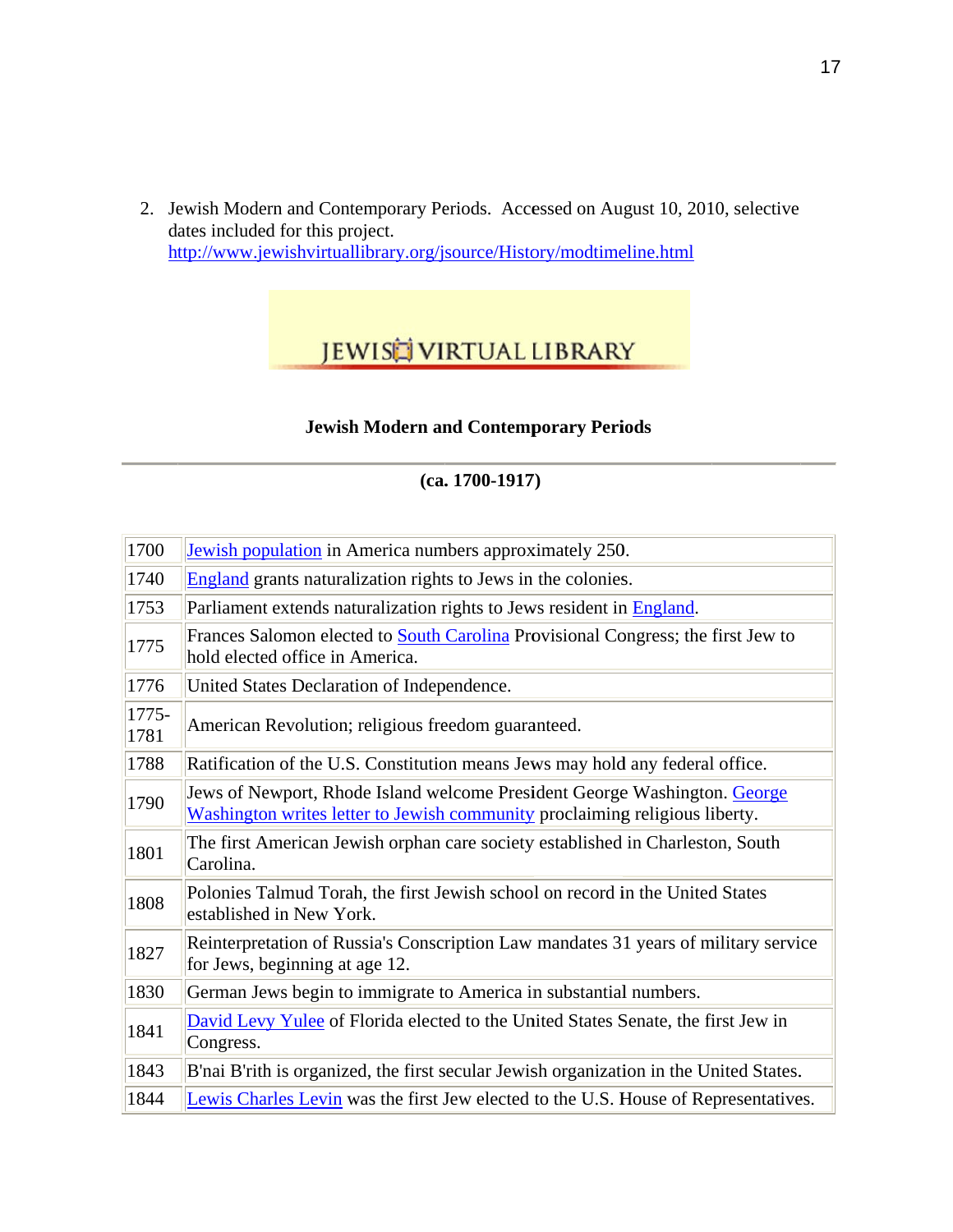2. Jewish Modern and Contemporary Periods. Accessed on August 10, 2010, selective dates included for this project. http://www.jewishvirtuallibrary.org/jsource/History/modtimeline.html

JEWISH VIRTUAL LIBRARY

**Jewish Modern and Contemporary Periods**

**(ca. 1700-1917)**

| | |
|---|---|
| 1700 | Jewish population in America numbers approximately 250. |
| 1740 | England grants naturalization rights to Jews in the colonies. |
| 1753 | Parliament extends naturalization rights to Jews resident in England. |
| 1775 | Frances Salomon elected to South Carolina Provisional Congress; the first Jew to hold elected office in America. |
| 1776 | United States Declaration of Independence. |
| 1775-1781 | American Revolution; religious freedom guaranteed. |
| 1788 | Ratification of the U.S. Constitution means Jews may hold any federal office. |
| 1790 | Jews of Newport, Rhode Island welcome President George Washington. George Washington writes letter to Jewish community proclaiming religious liberty. |
| 1801 | The first American Jewish orphan care society established in Charleston, South Carolina. |
| 1808 | Polonies Talmud Torah, the first Jewish school on record in the United States established in New York. |
| 1827 | Reinterpretation of Russia's Conscription Law mandates 31 years of military service for Jews, beginning at age 12. |
| 1830 | German Jews begin to immigrate to America in substantial numbers. |
| 1841 | David Levy Yulee of Florida elected to the United States Senate, the first Jew in Congress. |
| 1843 | B'nai B'rith is organized, the first secular Jewish organization in the United States. |
| 1844 | Lewis Charles Levin was the first Jew elected to the U.S. House of Representatives. |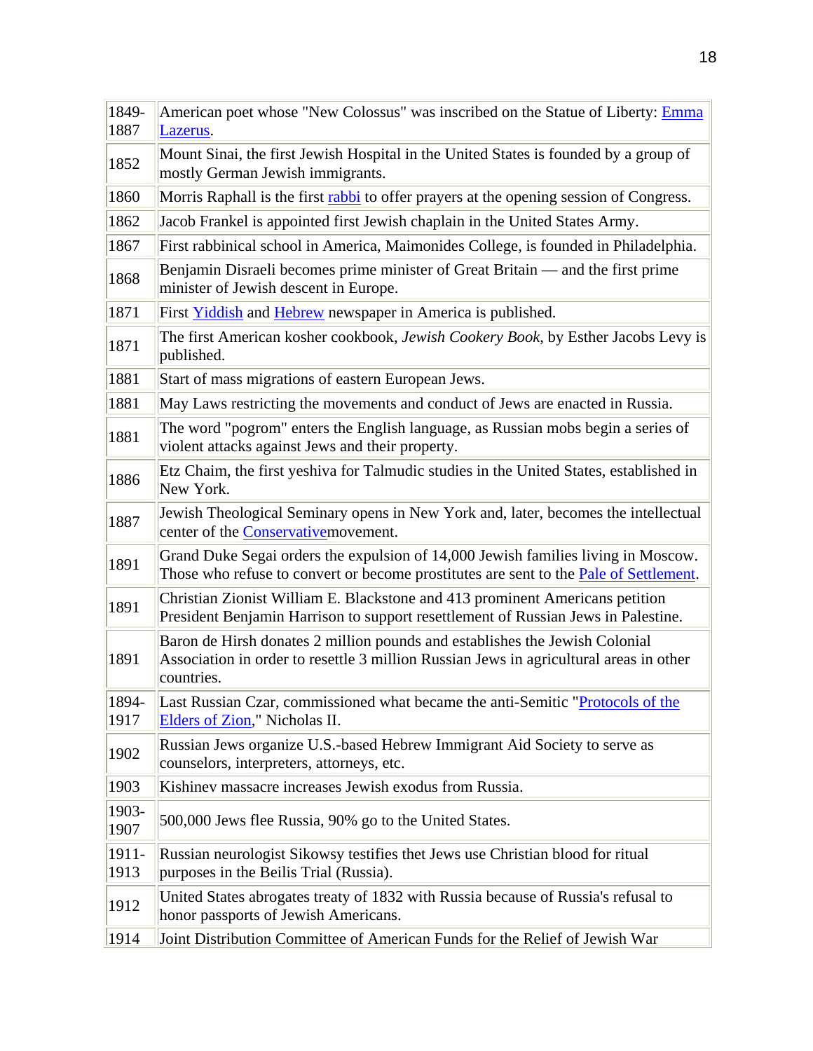| | |
|---|---|
| 1849-1887 | American poet whose "New Colossus" was inscribed on the Statue of Liberty: Emma Lazerus. |
| 1852 | Mount Sinai, the first Jewish Hospital in the United States is founded by a group of mostly German Jewish immigrants. |
| 1860 | Morris Raphall is the first rabbi to offer prayers at the opening session of Congress. |
| 1862 | Jacob Frankel is appointed first Jewish chaplain in the United States Army. |
| 1867 | First rabbinical school in America, Maimonides College, is founded in Philadelphia. |
| 1868 | Benjamin Disraeli becomes prime minister of Great Britain — and the first prime minister of Jewish descent in Europe. |
| 1871 | First Yiddish and Hebrew newspaper in America is published. |
| 1871 | The first American kosher cookbook, *Jewish Cookery Book*, by Esther Jacobs Levy is published. |
| 1881 | Start of mass migrations of eastern European Jews. |
| 1881 | May Laws restricting the movements and conduct of Jews are enacted in Russia. |
| 1881 | The word "pogrom" enters the English language, as Russian mobs begin a series of violent attacks against Jews and their property. |
| 1886 | Etz Chaim, the first yeshiva for Talmudic studies in the United States, established in New York. |
| 1887 | Jewish Theological Seminary opens in New York and, later, becomes the intellectual center of the Conservativemovement. |
| 1891 | Grand Duke Segai orders the expulsion of 14,000 Jewish families living in Moscow. Those who refuse to convert or become prostitutes are sent to the Pale of Settlement. |
| 1891 | Christian Zionist William E. Blackstone and 413 prominent Americans petition President Benjamin Harrison to support resettlement of Russian Jews in Palestine. |
| 1891 | Baron de Hirsh donates 2 million pounds and establishes the Jewish Colonial Association in order to resettle 3 million Russian Jews in agricultural areas in other countries. |
| 1894-1917 | Last Russian Czar, commissioned what became the anti-Semitic "Protocols of the Elders of Zion," Nicholas II. |
| 1902 | Russian Jews organize U.S.-based Hebrew Immigrant Aid Society to serve as counselors, interpreters, attorneys, etc. |
| 1903 | Kishinev massacre increases Jewish exodus from Russia. |
| 1903-1907 | 500,000 Jews flee Russia, 90% go to the United States. |
| 1911-1913 | Russian neurologist Sikowsy testifies thet Jews use Christian blood for ritual purposes in the Beilis Trial (Russia). |
| 1912 | United States abrogates treaty of 1832 with Russia because of Russia's refusal to honor passports of Jewish Americans. |
| 1914 | Joint Distribution Committee of American Funds for the Relief of Jewish War |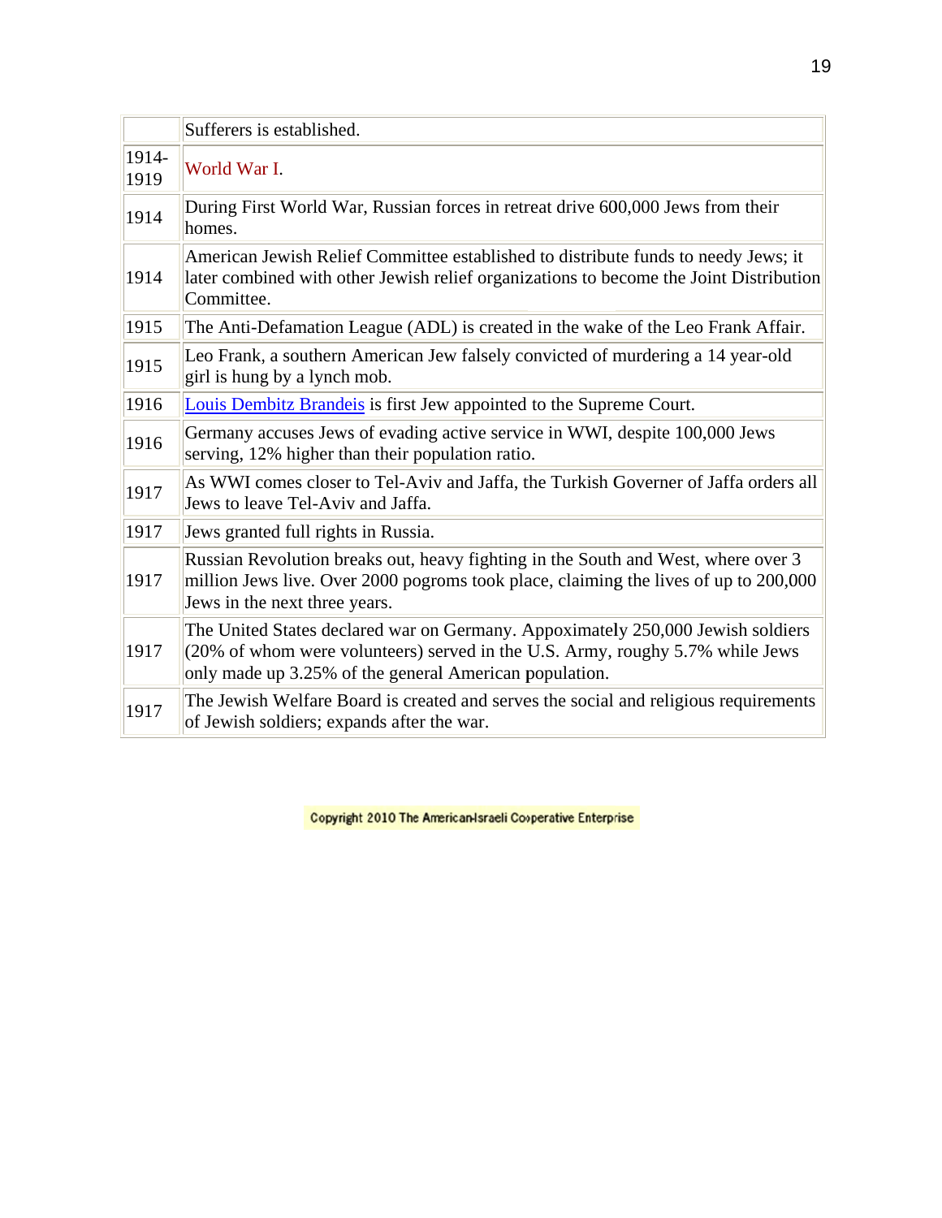| | |
|---|---|
| | Sufferers is established. |
| 1914-1919 | World War I. |
| 1914 | During First World War, Russian forces in retreat drive 600,000 Jews from their homes. |
| 1914 | American Jewish Relief Committee established to distribute funds to needy Jews; it later combined with other Jewish relief organizations to become the Joint Distribution Committee. |
| 1915 | The Anti-Defamation League (ADL) is created in the wake of the Leo Frank Affair. |
| 1915 | Leo Frank, a southern American Jew falsely convicted of murdering a 14 year-old girl is hung by a lynch mob. |
| 1916 | Louis Dembitz Brandeis is first Jew appointed to the Supreme Court. |
| 1916 | Germany accuses Jews of evading active service in WWI, despite 100,000 Jews serving, 12% higher than their population ratio. |
| 1917 | As WWI comes closer to Tel-Aviv and Jaffa, the Turkish Governer of Jaffa orders all Jews to leave Tel-Aviv and Jaffa. |
| 1917 | Jews granted full rights in Russia. |
| 1917 | Russian Revolution breaks out, heavy fighting in the South and West, where over 3 million Jews live. Over 2000 pogroms took place, claiming the lives of up to 200,000 Jews in the next three years. |
| 1917 | The United States declared war on Germany. Appoximately 250,000 Jewish soldiers (20% of whom were volunteers) served in the U.S. Army, roughy 5.7% while Jews only made up 3.25% of the general American population. |
| 1917 | The Jewish Welfare Board is created and serves the social and religious requirements of Jewish soldiers; expands after the war. |

Copyright 2010 The American-Israeli Cooperative Enterprise